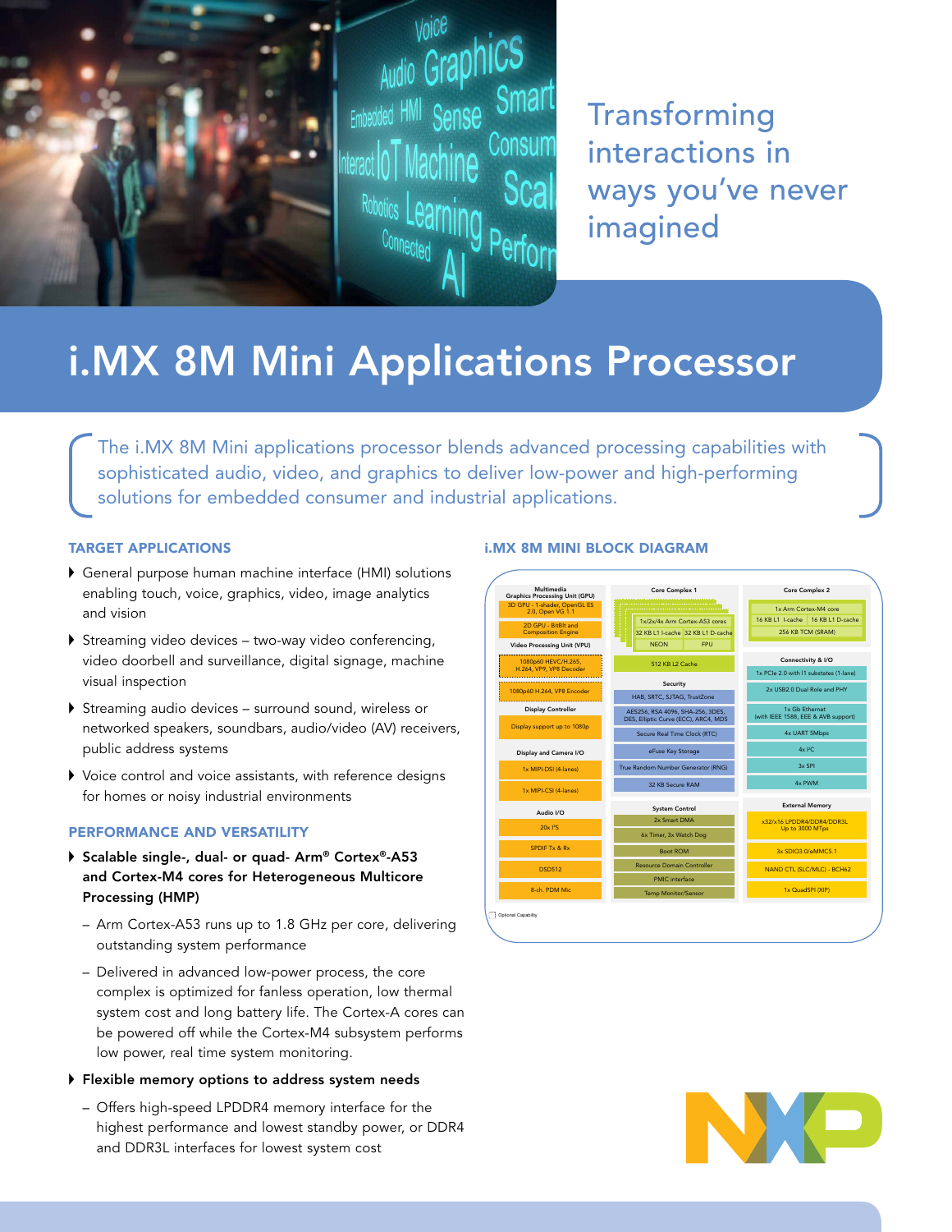Transforming interactions in ways you've never imagined

# i.MX 8M Mini Applications Processor

The i.MX 8M Mini applications processor blends advanced processing capabilities with sophisticated audio, video, and graphics to deliver low-power and high-performing solutions for embedded consumer and industrial applications.

## TARGET APPLICATIONS

- General purpose human machine interface (HMI) solutions enabling touch, voice, graphics, video, image analytics and vision
- Streaming video devices – two-way video conferencing, video doorbell and surveillance, digital signage, machine visual inspection
- Streaming audio devices – surround sound, wireless or networked speakers, soundbars, audio/video (AV) receivers, public address systems
- Voice control and voice assistants, with reference designs for homes or noisy industrial environments

## PERFORMANCE AND VERSATILITY

- **Scalable single-, dual- or quad- Arm® Cortex®-A53 and Cortex-M4 cores for Heterogeneous Multicore Processing (HMP)**
  - Arm Cortex-A53 runs up to 1.8 GHz per core, delivering outstanding system performance
  - Delivered in advanced low-power process, the core complex is optimized for fanless operation, low thermal system cost and long battery life. The Cortex-A cores can be powered off while the Cortex-M4 subsystem performs low power, real time system monitoring.
- **Flexible memory options to address system needs**
  - Offers high-speed LPDDR4 memory interface for the highest performance and lowest standby power, or DDR4 and DDR3L interfaces for lowest system cost

## i.MX 8M MINI BLOCK DIAGRAM

**Multimedia**
- Graphics Processing Unit (GPU)
  - 3D GPU - 1-shader, OpenGL ES 2.0, Open VG 1.1
  - 2D GPU - BitBlt and Composition Engine
- Video Processing Unit (VPU)
  - 1080p60 HEVC/H.265, H.264, VP9, VP8 Decoder
  - 1080p60 H.264, VP8 Encoder
- Display Controller
  - Display support up to 1080p
- Display and Camera I/O
  - 1x MIPI-DSI (4-lanes)
  - 1x MIPI-CSI (4-lanes)
- Audio I/O
  - 20x I²S
  - SPDIF Tx & Rx
  - DSD512
  - 8-ch. PDM Mic

**Core Complex 1**
- 1x/2x/4x Arm Cortex-A53 cores
- 32 KB L1 I-cache | 32 KB L1 D-cache
- NEON | FPU
- 512 KB L2 Cache

**Security**
- HAB, SRTC, SJTAG, TrustZone
- AES256, RSA 4096, SHA-256, 3DES, DES, Elliptic Curve (ECC), ARC4, MD5
- Secure Real Time Clock (RTC)
- eFuse Key Storage
- True Random Number Generator (RNG)
- 32 KB Secure RAM

**System Control**
- 2x Smart DMA
- 6x Timer, 3x Watch Dog
- Boot ROM
- Resource Domain Controller
- PMIC interface
- Temp Monitor/Sensor

**Core Complex 2**
- 1x Arm Cortex-M4 core
- 16 KB L1 I-cache | 16 KB L1 D-cache
- 256 KB TCM (SRAM)

**Connectivity & I/O**
- 1x PCIe 2.0 with l1 substates (1-lane)
- 2x USB2.0 Dual Role and PHY
- 1x Gb Ethernet (with IEEE 1588, EEE & AVB support)
- 4x UART 5Mbps
- 4x I²C
- 3x SPI
- 4x PWM

**External Memory**
- x32/x16 LPDDR4/DDR4/DDR3L Up to 3000 MTps
- 3x SDIO3.0/eMMC5.1
- NAND CTL (SLC/MLC) - BCH62
- 1x QuadSPI (XIP)

Optional Capability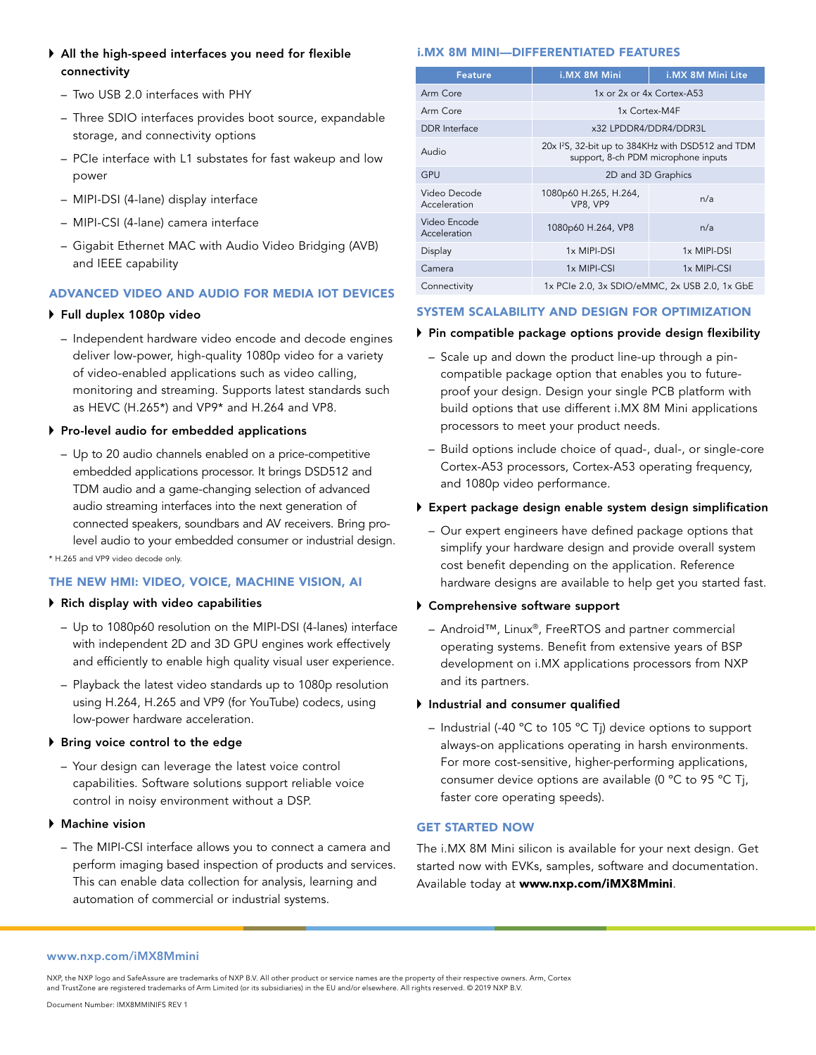- **All the high-speed interfaces you need for flexible connectivity**
  - Two USB 2.0 interfaces with PHY
  - Three SDIO interfaces provides boot source, expandable storage, and connectivity options
  - PCIe interface with L1 substates for fast wakeup and low power
  - MIPI-DSI (4-lane) display interface
  - MIPI-CSI (4-lane) camera interface
  - Gigabit Ethernet MAC with Audio Video Bridging (AVB) and IEEE capability

## ADVANCED VIDEO AND AUDIO FOR MEDIA IOT DEVICES

- **Full duplex 1080p video**
  - Independent hardware video encode and decode engines deliver low-power, high-quality 1080p video for a variety of video-enabled applications such as video calling, monitoring and streaming. Supports latest standards such as HEVC (H.265*) and VP9* and H.264 and VP8.
- **Pro-level audio for embedded applications**
  - Up to 20 audio channels enabled on a price-competitive embedded applications processor. It brings DSD512 and TDM audio and a game-changing selection of advanced audio streaming interfaces into the next generation of connected speakers, soundbars and AV receivers. Bring pro-level audio to your embedded consumer or industrial design.

\* H.265 and VP9 video decode only.

## THE NEW HMI: VIDEO, VOICE, MACHINE VISION, AI

- **Rich display with video capabilities**
  - Up to 1080p60 resolution on the MIPI-DSI (4-lanes) interface with independent 2D and 3D GPU engines work effectively and efficiently to enable high quality visual user experience.
  - Playback the latest video standards up to 1080p resolution using H.264, H.265 and VP9 (for YouTube) codecs, using low-power hardware acceleration.
- **Bring voice control to the edge**
  - Your design can leverage the latest voice control capabilities. Software solutions support reliable voice control in noisy environment without a DSP.
- **Machine vision**
  - The MIPI-CSI interface allows you to connect a camera and perform imaging based inspection of products and services. This can enable data collection for analysis, learning and automation of commercial or industrial systems.

## i.MX 8M MINI—DIFFERENTIATED FEATURES

| Feature | i.MX 8M Mini | i.MX 8M Mini Lite |
|---|---|---|
| Arm Core | 1x or 2x or 4x Cortex-A53 | |
| Arm Core | 1x Cortex-M4F | |
| DDR Interface | x32 LPDDR4/DDR4/DDR3L | |
| Audio | 20x I²S, 32-bit up to 384KHz with DSD512 and TDM support, 8-ch PDM microphone inputs | |
| GPU | 2D and 3D Graphics | |
| Video Decode Acceleration | 1080p60 H.265, H.264, VP8, VP9 | n/a |
| Video Encode Acceleration | 1080p60 H.264, VP8 | n/a |
| Display | 1x MIPI-DSI | 1x MIPI-DSI |
| Camera | 1x MIPI-CSI | 1x MIPI-CSI |
| Connectivity | 1x PCIe 2.0, 3x SDIO/eMMC, 2x USB 2.0, 1x GbE | |

## SYSTEM SCALABILITY AND DESIGN FOR OPTIMIZATION

- **Pin compatible package options provide design flexibility**
  - Scale up and down the product line-up through a pin-compatible package option that enables you to future-proof your design. Design your single PCB platform with build options that use different i.MX 8M Mini applications processors to meet your product needs.
  - Build options include choice of quad-, dual-, or single-core Cortex-A53 processors, Cortex-A53 operating frequency, and 1080p video performance.
- **Expert package design enable system design simplification**
  - Our expert engineers have defined package options that simplify your hardware design and provide overall system cost benefit depending on the application. Reference hardware designs are available to help get you started fast.
- **Comprehensive software support**
  - Android™, Linux®, FreeRTOS and partner commercial operating systems. Benefit from extensive years of BSP development on i.MX applications processors from NXP and its partners.
- **Industrial and consumer qualified**
  - Industrial (-40 °C to 105 °C Tj) device options to support always-on applications operating in harsh environments. For more cost-sensitive, higher-performing applications, consumer device options are available (0 °C to 95 °C Tj, faster core operating speeds).

## GET STARTED NOW

The i.MX 8M Mini silicon is available for your next design. Get started now with EVKs, samples, software and documentation. Available today at **www.nxp.com/iMX8Mmini**.

www.nxp.com/iMX8Mmini

NXP, the NXP logo and SafeAssure are trademarks of NXP B.V. All other product or service names are the property of their respective owners. Arm, Cortex and TrustZone are registered trademarks of Arm Limited (or its subsidiaries) in the EU and/or elsewhere. All rights reserved. © 2019 NXP B.V.

Document Number: IMX8MMINIFS REV 1